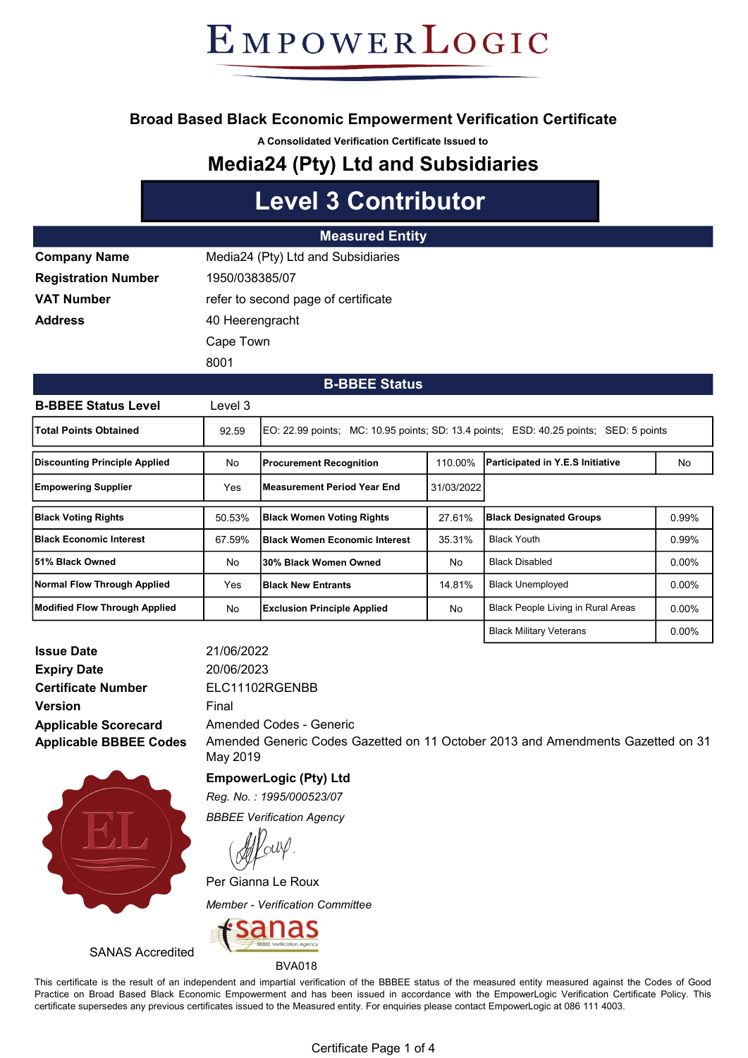# EMPOWERLOGIC

## Broad Based Black Economic Empowerment Verification Certificate

**A Consolidated Verification Certificate Issued to**

# Media24 (Pty) Ltd and Subsidiaries

# Level 3 Contributor

## Measured Entity

| | |
|---|---|
| **Company Name** | Media24 (Pty) Ltd and Subsidiaries |
| **Registration Number** | 1950/038385/07 |
| **VAT Number** | refer to second page of certificate |
| **Address** | 40 Heerengracht<br>Cape Town<br>8001 |

## B-BBEE Status

| | | |
|---|---|---|
| **B-BBEE Status Level** | Level 3 | |
| **Total Points Obtained** | 92.59 | EO: 22.99 points; MC: 10.95 points; SD: 13.4 points; ESD: 40.25 points; SED: 5 points |

| | | | | | |
|---|---|---|---|---|---|
| **Discounting Principle Applied** | No | **Procurement Recognition** | 110.00% | **Participated in Y.E.S Initiative** | No |
| **Empowering Supplier** | Yes | **Measurement Period Year End** | 31/03/2022 | | |

| | | | | | |
|---|---|---|---|---|---|
| **Black Voting Rights** | 50.53% | **Black Women Voting Rights** | 27.61% | **Black Designated Groups** | 0.99% |
| **Black Economic Interest** | 67.59% | **Black Women Economic Interest** | 35.31% | Black Youth | 0.99% |
| **51% Black Owned** | No | **30% Black Women Owned** | No | Black Disabled | 0.00% |
| **Normal Flow Through Applied** | Yes | **Black New Entrants** | 14.81% | Black Unemployed | 0.00% |
| **Modified Flow Through Applied** | No | **Exclusion Principle Applied** | No | Black People Living in Rural Areas | 0.00% |
| | | | | Black Military Veterans | 0.00% |

| | |
|---|---|
| **Issue Date** | 21/06/2022 |
| **Expiry Date** | 20/06/2023 |
| **Certificate Number** | ELC11102RGENBB |
| **Version** | Final |
| **Applicable Scorecard** | Amended Codes - Generic |
| **Applicable BBBEE Codes** | Amended Generic Codes Gazetted on 11 October 2013 and Amendments Gazetted on 31 May 2019 |

**EmpowerLogic (Pty) Ltd**

*Reg. No. : 1995/000523/07*

*BBBEE Verification Agency*

Per Gianna Le Roux

*Member - Verification Committee*

SANAS Accredited

BVA018

This certificate is the result of an independent and impartial verification of the BBBEE status of the measured entity measured against the Codes of Good Practice on Broad Based Black Economic Empowerment and has been issued in accordance with the EmpowerLogic Verification Certificate Policy. This certificate supersedes any previous certificates issued to the Measured entity. For enquiries please contact EmpowerLogic at 086 111 4003.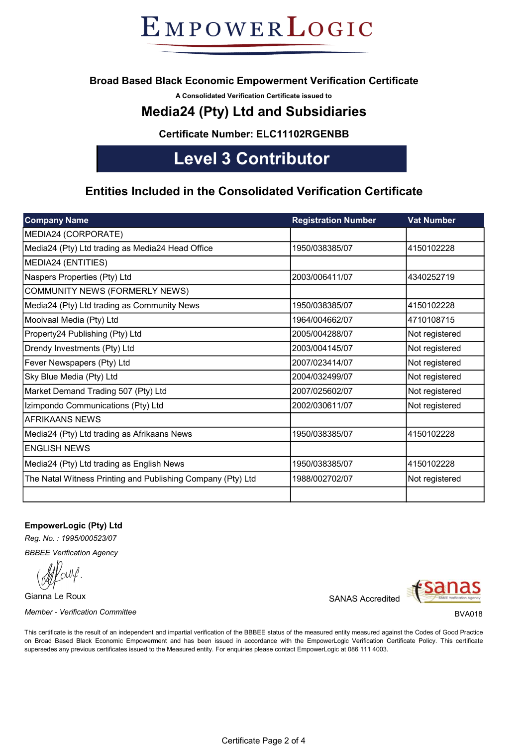# EMPOWERLOGIC

## Broad Based Black Economic Empowerment Verification Certificate

**A Consolidated Verification Certificate issued to**

## Media24 (Pty) Ltd and Subsidiaries

**Certificate Number: ELC11102RGENBB**

# Level 3 Contributor

## Entities Included in the Consolidated Verification Certificate

| Company Name | Registration Number | Vat Number |
|---|---|---|
| MEDIA24 (CORPORATE) | | |
| Media24 (Pty) Ltd trading as Media24 Head Office | 1950/038385/07 | 4150102228 |
| MEDIA24 (ENTITIES) | | |
| Naspers Properties (Pty) Ltd | 2003/006411/07 | 4340252719 |
| COMMUNITY NEWS (FORMERLY NEWS) | | |
| Media24 (Pty) Ltd trading as Community News | 1950/038385/07 | 4150102228 |
| Mooivaal Media (Pty) Ltd | 1964/004662/07 | 4710108715 |
| Property24 Publishing (Pty) Ltd | 2005/004288/07 | Not registered |
| Drendy Investments (Pty) Ltd | 2003/004145/07 | Not registered |
| Fever Newspapers (Pty) Ltd | 2007/023414/07 | Not registered |
| Sky Blue Media (Pty) Ltd | 2004/032499/07 | Not registered |
| Market Demand Trading 507 (Pty) Ltd | 2007/025602/07 | Not registered |
| Izimpondo Communications (Pty) Ltd | 2002/030611/07 | Not registered |
| AFRIKAANS NEWS | | |
| Media24 (Pty) Ltd trading as Afrikaans News | 1950/038385/07 | 4150102228 |
| ENGLISH NEWS | | |
| Media24 (Pty) Ltd trading as English News | 1950/038385/07 | 4150102228 |
| The Natal Witness Printing and Publishing Company (Pty) Ltd | 1988/002702/07 | Not registered |
| | | |

**EmpowerLogic (Pty) Ltd**

*Reg. No. : 1995/000523/07*

*BBBEE Verification Agency*

Gianna Le Roux

*Member - Verification Committee*

SANAS Accredited

BVA018

This certificate is the result of an independent and impartial verification of the BBBEE status of the measured entity measured against the Codes of Good Practice on Broad Based Black Economic Empowerment and has been issued in accordance with the EmpowerLogic Verification Certificate Policy. This certificate supersedes any previous certificates issued to the Measured entity. For enquiries please contact EmpowerLogic at 086 111 4003.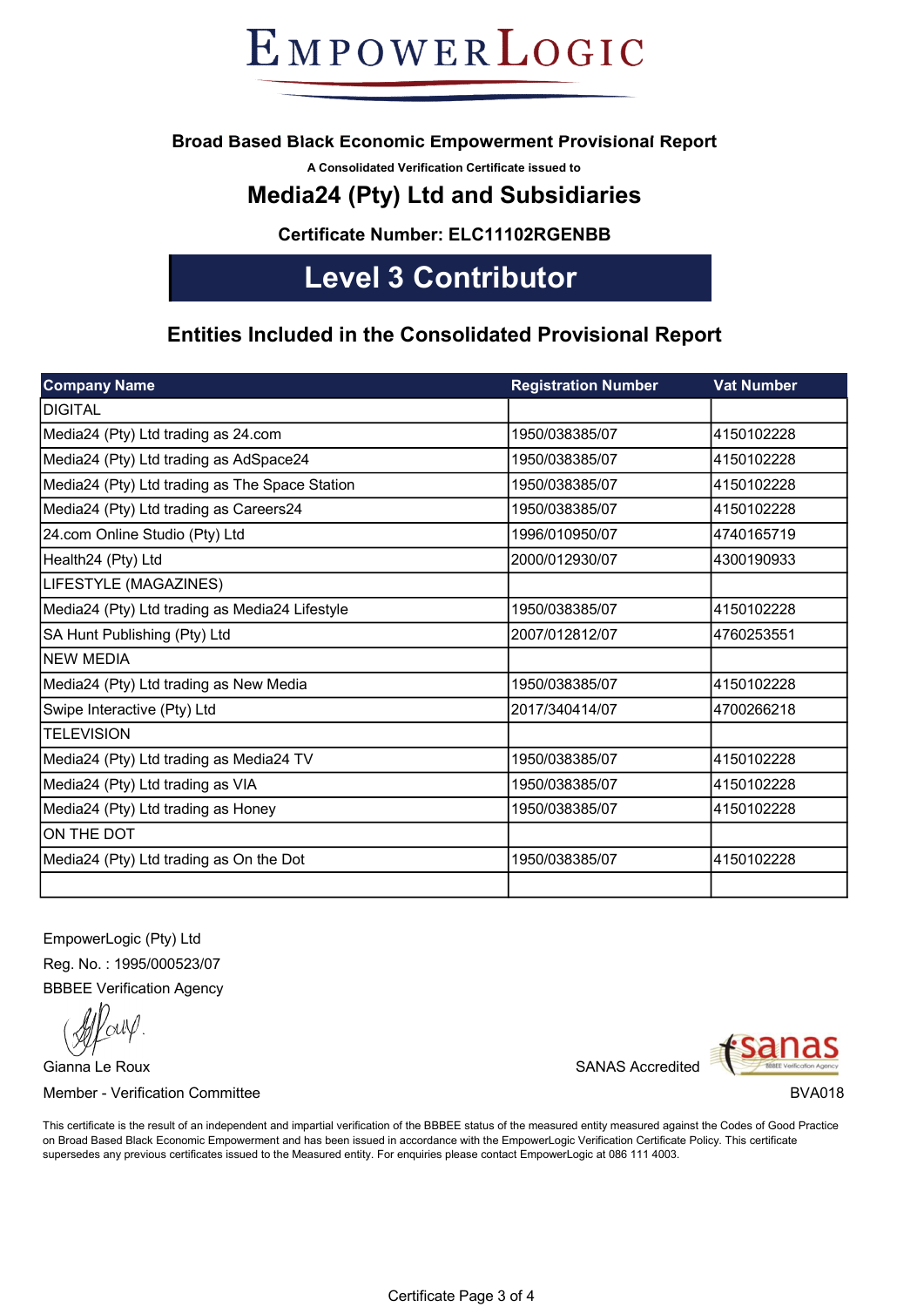# EMPOWERLOGIC

## Broad Based Black Economic Empowerment Provisional Report

A Consolidated Verification Certificate issued to

## Media24 (Pty) Ltd and Subsidiaries

**Certificate Number: ELC11102RGENBB**

## Level 3 Contributor

### Entities Included in the Consolidated Provisional Report

| Company Name | Registration Number | Vat Number |
|---|---|---|
| DIGITAL | | |
| Media24 (Pty) Ltd trading as 24.com | 1950/038385/07 | 4150102228 |
| Media24 (Pty) Ltd trading as AdSpace24 | 1950/038385/07 | 4150102228 |
| Media24 (Pty) Ltd trading as The Space Station | 1950/038385/07 | 4150102228 |
| Media24 (Pty) Ltd trading as Careers24 | 1950/038385/07 | 4150102228 |
| 24.com Online Studio (Pty) Ltd | 1996/010950/07 | 4740165719 |
| Health24 (Pty) Ltd | 2000/012930/07 | 4300190933 |
| LIFESTYLE (MAGAZINES) | | |
| Media24 (Pty) Ltd trading as Media24 Lifestyle | 1950/038385/07 | 4150102228 |
| SA Hunt Publishing (Pty) Ltd | 2007/012812/07 | 4760253551 |
| NEW MEDIA | | |
| Media24 (Pty) Ltd trading as New Media | 1950/038385/07 | 4150102228 |
| Swipe Interactive (Pty) Ltd | 2017/340414/07 | 4700266218 |
| TELEVISION | | |
| Media24 (Pty) Ltd trading as Media24 TV | 1950/038385/07 | 4150102228 |
| Media24 (Pty) Ltd trading as VIA | 1950/038385/07 | 4150102228 |
| Media24 (Pty) Ltd trading as Honey | 1950/038385/07 | 4150102228 |
| ON THE DOT | | |
| Media24 (Pty) Ltd trading as On the Dot | 1950/038385/07 | 4150102228 |
| | | |

EmpowerLogic (Pty) Ltd
Reg. No. : 1995/000523/07
BBBEE Verification Agency

Gianna Le Roux
Member - Verification Committee

SANAS Accredited
BVA018

This certificate is the result of an independent and impartial verification of the BBBEE status of the measured entity measured against the Codes of Good Practice on Broad Based Black Economic Empowerment and has been issued in accordance with the EmpowerLogic Verification Certificate Policy. This certificate supersedes any previous certificates issued to the Measured entity. For enquiries please contact EmpowerLogic at 086 111 4003.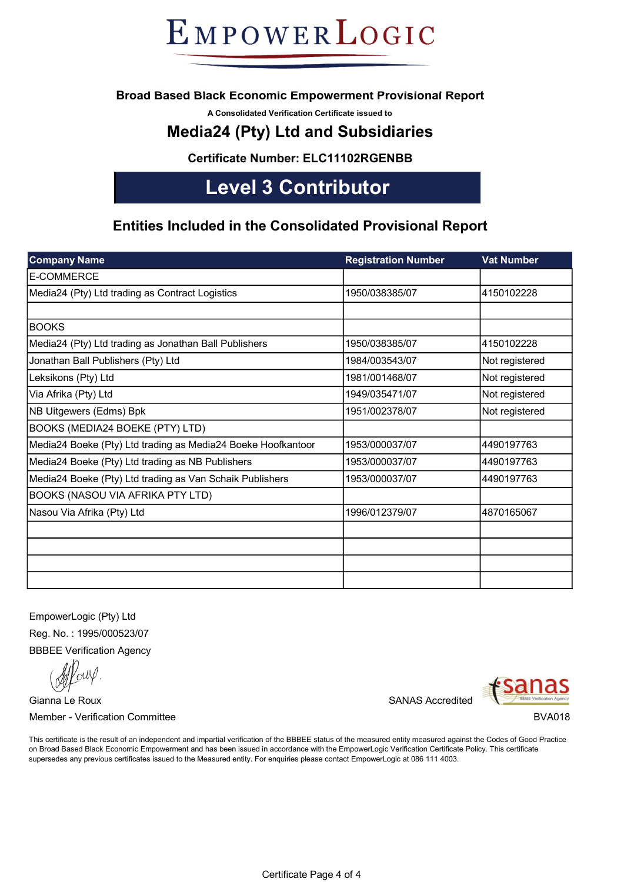# EmpowerLogic

## Broad Based Black Economic Empowerment Provisional Report

A Consolidated Verification Certificate issued to

## Media24 (Pty) Ltd and Subsidiaries

**Certificate Number: ELC11102RGENBB**

## Level 3 Contributor

### Entities Included in the Consolidated Provisional Report

| Company Name | Registration Number | Vat Number |
|---|---|---|
| E-COMMERCE | | |
| Media24 (Pty) Ltd trading as Contract Logistics | 1950/038385/07 | 4150102228 |
| | | |
| BOOKS | | |
| Media24 (Pty) Ltd trading as Jonathan Ball Publishers | 1950/038385/07 | 4150102228 |
| Jonathan Ball Publishers (Pty) Ltd | 1984/003543/07 | Not registered |
| Leksikons (Pty) Ltd | 1981/001468/07 | Not registered |
| Via Afrika (Pty) Ltd | 1949/035471/07 | Not registered |
| NB Uitgewers (Edms) Bpk | 1951/002378/07 | Not registered |
| BOOKS (MEDIA24 BOEKE (PTY) LTD) | | |
| Media24 Boeke (Pty) Ltd trading as Media24 Boeke Hoofkantoor | 1953/000037/07 | 4490197763 |
| Media24 Boeke (Pty) Ltd trading as NB Publishers | 1953/000037/07 | 4490197763 |
| Media24 Boeke (Pty) Ltd trading as Van Schaik Publishers | 1953/000037/07 | 4490197763 |
| BOOKS (NASOU VIA AFRIKA PTY LTD) | | |
| Nasou Via Afrika (Pty) Ltd | 1996/012379/07 | 4870165067 |
| | | |
| | | |
| | | |
| | | |

EmpowerLogic (Pty) Ltd
Reg. No. : 1995/000523/07
BBBEE Verification Agency

Gianna Le Roux
Member - Verification Committee

SANAS Accredited

sanas BBBEE Verification Agency

BVA018

This certificate is the result of an independent and impartial verification of the BBBEE status of the measured entity measured against the Codes of Good Practice on Broad Based Black Economic Empowerment and has been issued in accordance with the EmpowerLogic Verification Certificate Policy. This certificate supersedes any previous certificates issued to the Measured entity. For enquiries please contact EmpowerLogic at 086 111 4003.